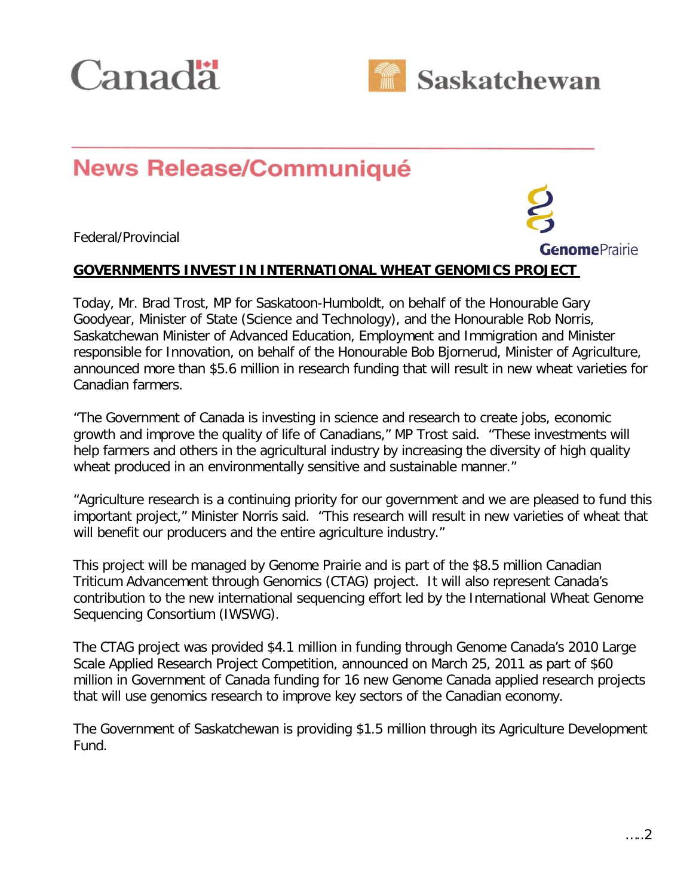Canada

Saskatchewan

# News Release/Communiqué

Federal/Provincial

GenomePrairie

**GOVERNMENTS INVEST IN INTERNATIONAL WHEAT GENOMICS PROJECT**

Today, Mr. Brad Trost, MP for Saskatoon-Humboldt, on behalf of the Honourable Gary Goodyear, Minister of State (Science and Technology), and the Honourable Rob Norris, Saskatchewan Minister of Advanced Education, Employment and Immigration and Minister responsible for Innovation, on behalf of the Honourable Bob Bjornerud, Minister of Agriculture, announced more than $5.6 million in research funding that will result in new wheat varieties for Canadian farmers.

"The Government of Canada is investing in science and research to create jobs, economic growth and improve the quality of life of Canadians," MP Trost said. "These investments will help farmers and others in the agricultural industry by increasing the diversity of high quality wheat produced in an environmentally sensitive and sustainable manner."

"Agriculture research is a continuing priority for our government and we are pleased to fund this important project," Minister Norris said. "This research will result in new varieties of wheat that will benefit our producers and the entire agriculture industry."

This project will be managed by Genome Prairie and is part of the $8.5 million Canadian Triticum Advancement through Genomics (CTAG) project. It will also represent Canada's contribution to the new international sequencing effort led by the International Wheat Genome Sequencing Consortium (IWSWG).

The CTAG project was provided $4.1 million in funding through Genome Canada's 2010 Large Scale Applied Research Project Competition, announced on March 25, 2011 as part of $60 million in Government of Canada funding for 16 new Genome Canada applied research projects that will use genomics research to improve key sectors of the Canadian economy.

The Government of Saskatchewan is providing $1.5 million through its Agriculture Development Fund.

…..2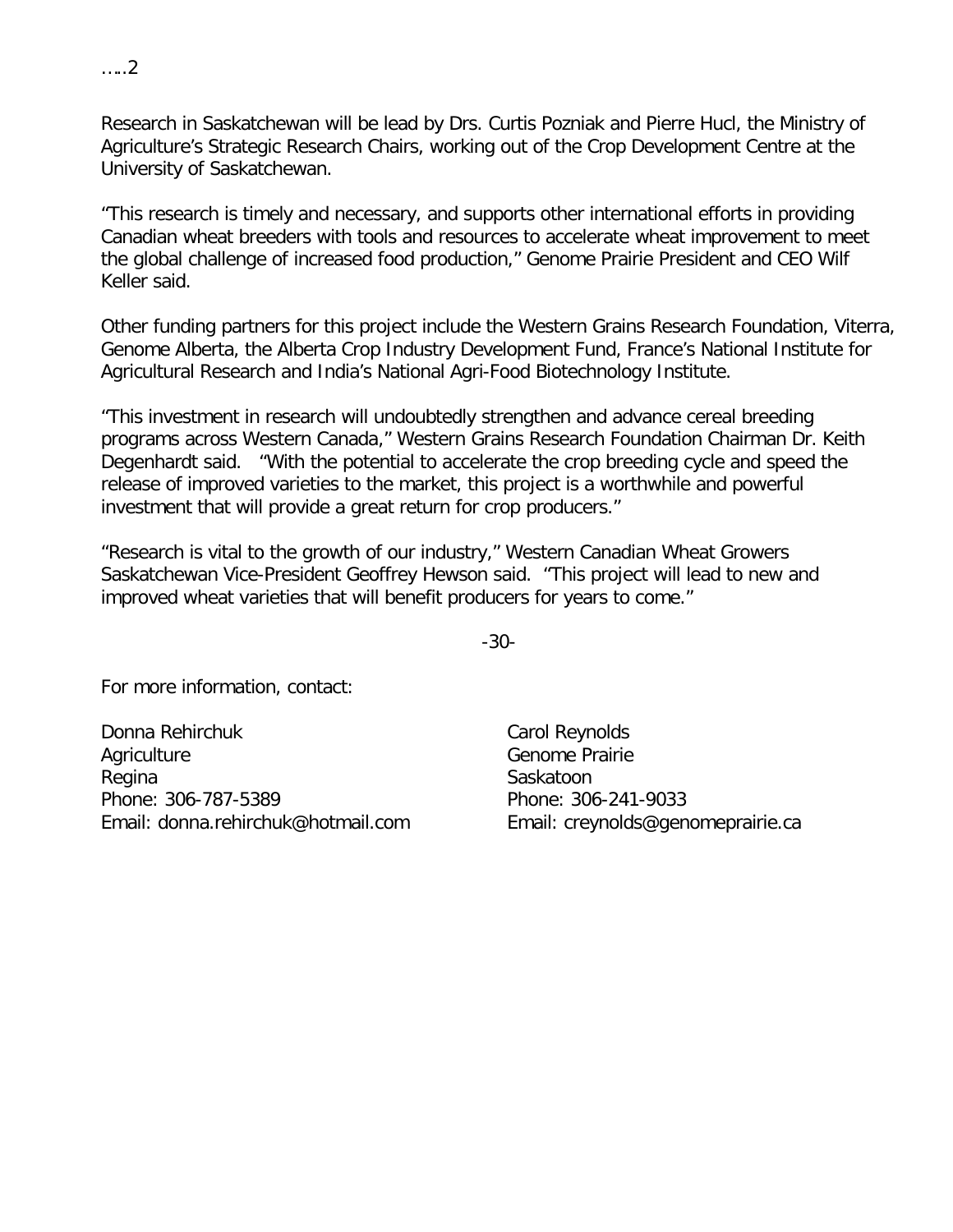Research in Saskatchewan will be lead by Drs. Curtis Pozniak and Pierre Hucl, the Ministry of Agriculture's Strategic Research Chairs, working out of the Crop Development Centre at the University of Saskatchewan.

"This research is timely and necessary, and supports other international efforts in providing Canadian wheat breeders with tools and resources to accelerate wheat improvement to meet the global challenge of increased food production," Genome Prairie President and CEO Wilf Keller said.

Other funding partners for this project include the Western Grains Research Foundation, Viterra, Genome Alberta, the Alberta Crop Industry Development Fund, France's National Institute for Agricultural Research and India's National Agri-Food Biotechnology Institute.

"This investment in research will undoubtedly strengthen and advance cereal breeding programs across Western Canada," Western Grains Research Foundation Chairman Dr. Keith Degenhardt said. "With the potential to accelerate the crop breeding cycle and speed the release of improved varieties to the market, this project is a worthwhile and powerful investment that will provide a great return for crop producers."

"Research is vital to the growth of our industry," Western Canadian Wheat Growers Saskatchewan Vice-President Geoffrey Hewson said. "This project will lead to new and improved wheat varieties that will benefit producers for years to come."

-30-

For more information, contact:

Donna Rehirchuk
Agriculture
Regina
Phone: 306-787-5389
Email: donna.rehirchuk@hotmail.com

Carol Reynolds
Genome Prairie
Saskatoon
Phone: 306-241-9033
Email: creynolds@genomeprairie.ca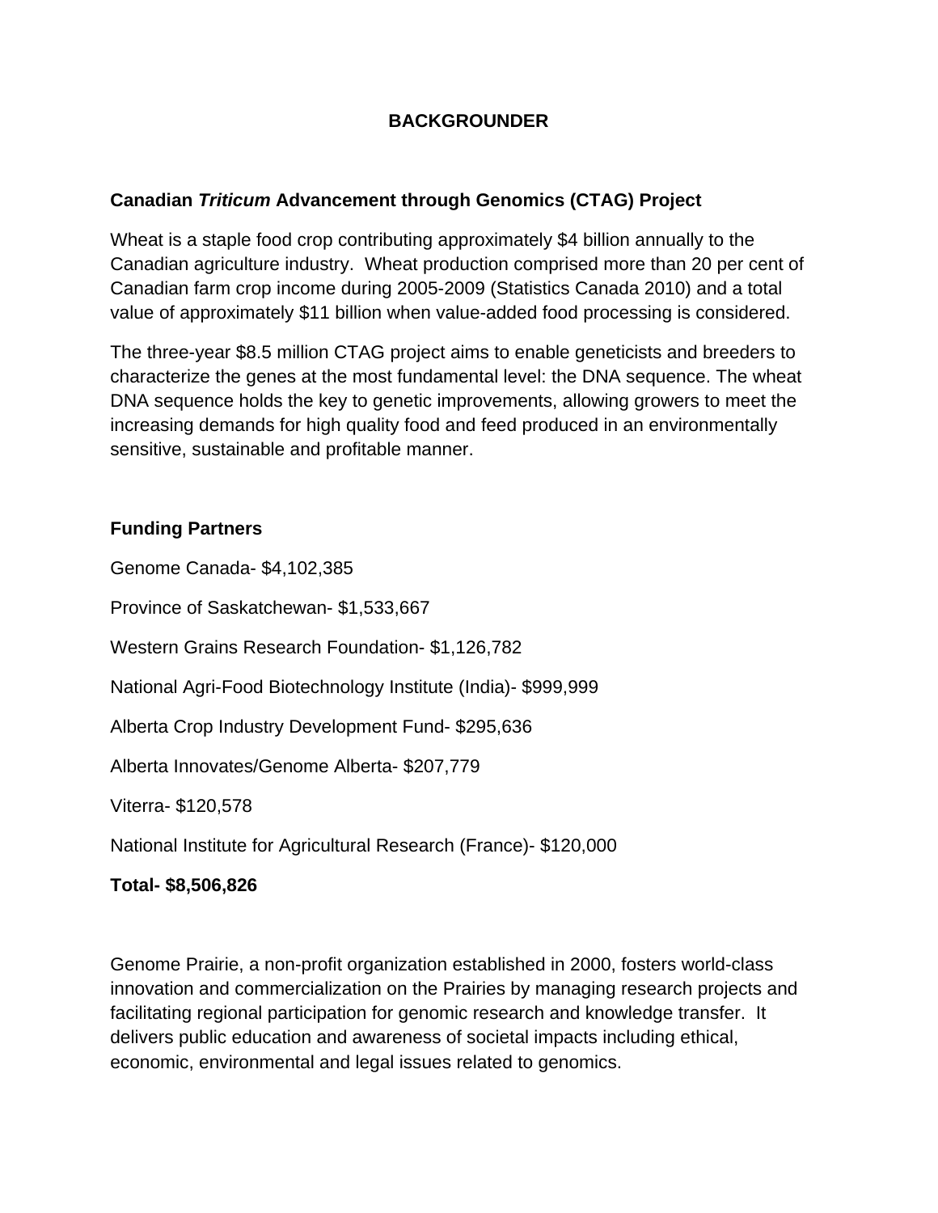# BACKGROUNDER

## Canadian *Triticum* Advancement through Genomics (CTAG) Project

Wheat is a staple food crop contributing approximately $4 billion annually to the Canadian agriculture industry. Wheat production comprised more than 20 per cent of Canadian farm crop income during 2005-2009 (Statistics Canada 2010) and a total value of approximately $11 billion when value-added food processing is considered.

The three-year $8.5 million CTAG project aims to enable geneticists and breeders to characterize the genes at the most fundamental level: the DNA sequence. The wheat DNA sequence holds the key to genetic improvements, allowing growers to meet the increasing demands for high quality food and feed produced in an environmentally sensitive, sustainable and profitable manner.

## Funding Partners

Genome Canada- $4,102,385

Province of Saskatchewan- $1,533,667

Western Grains Research Foundation- $1,126,782

National Agri-Food Biotechnology Institute (India)- $999,999

Alberta Crop Industry Development Fund- $295,636

Alberta Innovates/Genome Alberta- $207,779

Viterra- $120,578

National Institute for Agricultural Research (France)- $120,000

**Total- $8,506,826**

Genome Prairie, a non-profit organization established in 2000, fosters world-class innovation and commercialization on the Prairies by managing research projects and facilitating regional participation for genomic research and knowledge transfer. It delivers public education and awareness of societal impacts including ethical, economic, environmental and legal issues related to genomics.